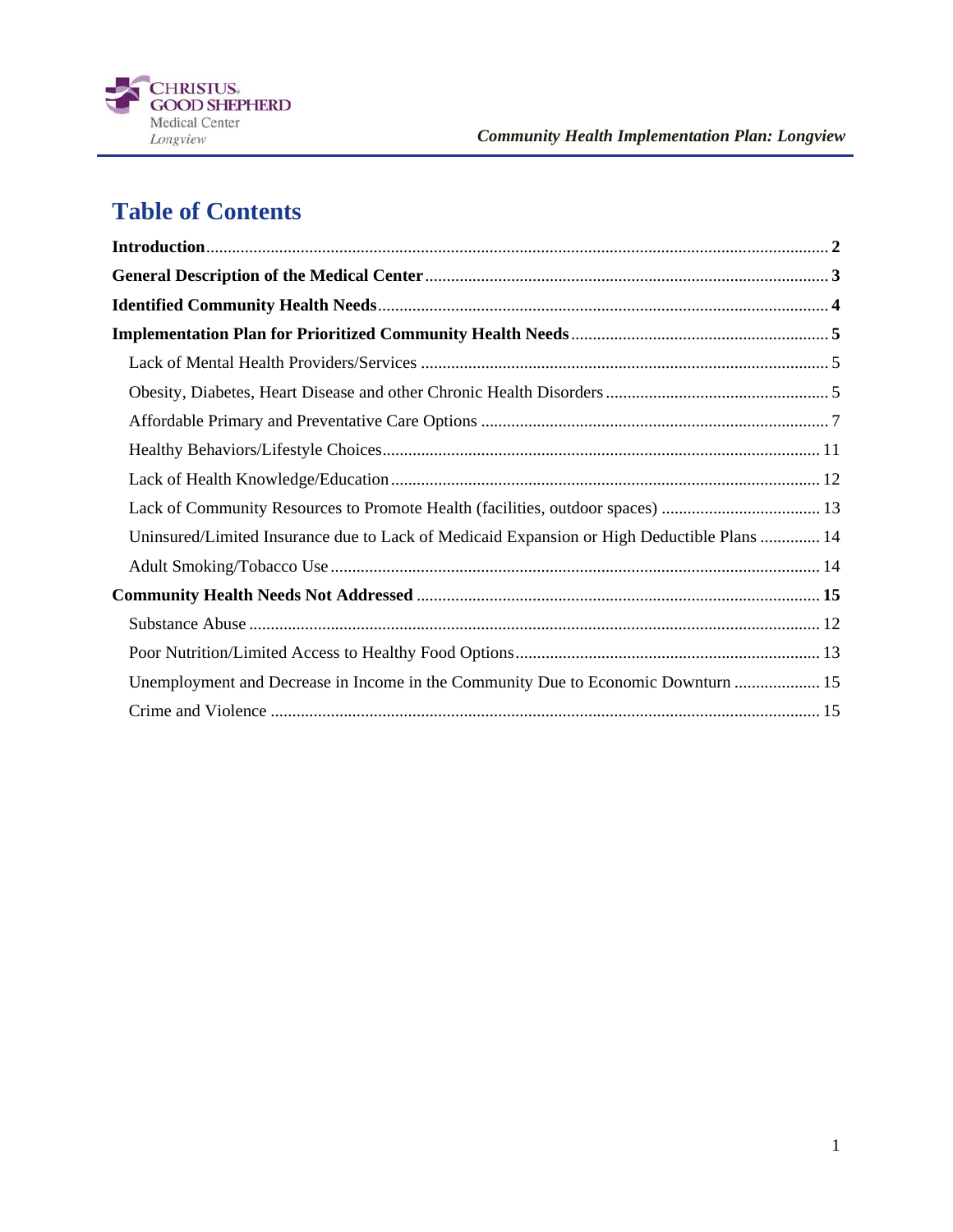# Table of Contents

**Introduction** .......... **2**

**General Description of the Medical Center** .......... **3**

**Identified Community Health Needs** .......... **4**

**Implementation Plan for Prioritized Community Health Needs** .......... **5**

- Lack of Mental Health Providers/Services .......... 5
- Obesity, Diabetes, Heart Disease and other Chronic Health Disorders .......... 5
- Affordable Primary and Preventative Care Options .......... 7
- Healthy Behaviors/Lifestyle Choices .......... 11
- Lack of Health Knowledge/Education .......... 12
- Lack of Community Resources to Promote Health (facilities, outdoor spaces) .......... 13
- Uninsured/Limited Insurance due to Lack of Medicaid Expansion or High Deductible Plans .......... 14
- Adult Smoking/Tobacco Use .......... 14

**Community Health Needs Not Addressed** .......... **15**

- Substance Abuse .......... 12
- Poor Nutrition/Limited Access to Healthy Food Options .......... 13
- Unemployment and Decrease in Income in the Community Due to Economic Downturn .......... 15
- Crime and Violence .......... 15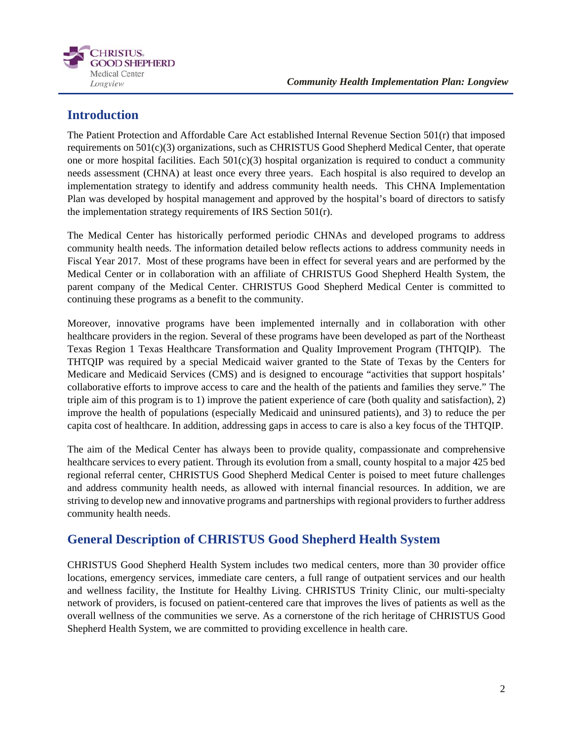## Introduction

The Patient Protection and Affordable Care Act established Internal Revenue Section 501(r) that imposed requirements on 501(c)(3) organizations, such as CHRISTUS Good Shepherd Medical Center, that operate one or more hospital facilities. Each 501(c)(3) hospital organization is required to conduct a community needs assessment (CHNA) at least once every three years. Each hospital is also required to develop an implementation strategy to identify and address community health needs. This CHNA Implementation Plan was developed by hospital management and approved by the hospital's board of directors to satisfy the implementation strategy requirements of IRS Section 501(r).

The Medical Center has historically performed periodic CHNAs and developed programs to address community health needs. The information detailed below reflects actions to address community needs in Fiscal Year 2017. Most of these programs have been in effect for several years and are performed by the Medical Center or in collaboration with an affiliate of CHRISTUS Good Shepherd Health System, the parent company of the Medical Center. CHRISTUS Good Shepherd Medical Center is committed to continuing these programs as a benefit to the community.

Moreover, innovative programs have been implemented internally and in collaboration with other healthcare providers in the region. Several of these programs have been developed as part of the Northeast Texas Region 1 Texas Healthcare Transformation and Quality Improvement Program (THTQIP). The THTQIP was required by a special Medicaid waiver granted to the State of Texas by the Centers for Medicare and Medicaid Services (CMS) and is designed to encourage "activities that support hospitals' collaborative efforts to improve access to care and the health of the patients and families they serve." The triple aim of this program is to 1) improve the patient experience of care (both quality and satisfaction), 2) improve the health of populations (especially Medicaid and uninsured patients), and 3) to reduce the per capita cost of healthcare. In addition, addressing gaps in access to care is also a key focus of the THTQIP.

The aim of the Medical Center has always been to provide quality, compassionate and comprehensive healthcare services to every patient. Through its evolution from a small, county hospital to a major 425 bed regional referral center, CHRISTUS Good Shepherd Medical Center is poised to meet future challenges and address community health needs, as allowed with internal financial resources. In addition, we are striving to develop new and innovative programs and partnerships with regional providers to further address community health needs.

## General Description of CHRISTUS Good Shepherd Health System

CHRISTUS Good Shepherd Health System includes two medical centers, more than 30 provider office locations, emergency services, immediate care centers, a full range of outpatient services and our health and wellness facility, the Institute for Healthy Living. CHRISTUS Trinity Clinic, our multi-specialty network of providers, is focused on patient-centered care that improves the lives of patients as well as the overall wellness of the communities we serve. As a cornerstone of the rich heritage of CHRISTUS Good Shepherd Health System, we are committed to providing excellence in health care.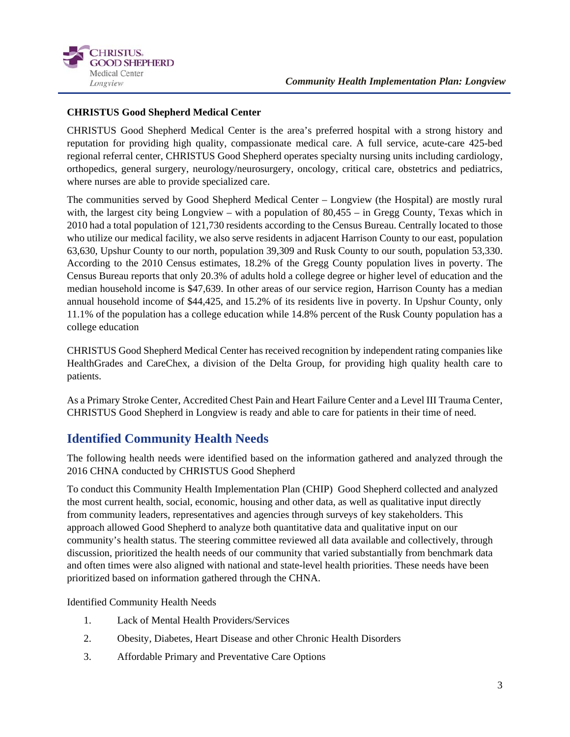**CHRISTUS Good Shepherd Medical Center**

CHRISTUS Good Shepherd Medical Center is the area's preferred hospital with a strong history and reputation for providing high quality, compassionate medical care. A full service, acute-care 425-bed regional referral center, CHRISTUS Good Shepherd operates specialty nursing units including cardiology, orthopedics, general surgery, neurology/neurosurgery, oncology, critical care, obstetrics and pediatrics, where nurses are able to provide specialized care.

The communities served by Good Shepherd Medical Center – Longview (the Hospital) are mostly rural with, the largest city being Longview – with a population of 80,455 – in Gregg County, Texas which in 2010 had a total population of 121,730 residents according to the Census Bureau. Centrally located to those who utilize our medical facility, we also serve residents in adjacent Harrison County to our east, population 63,630, Upshur County to our north, population 39,309 and Rusk County to our south, population 53,330. According to the 2010 Census estimates, 18.2% of the Gregg County population lives in poverty. The Census Bureau reports that only 20.3% of adults hold a college degree or higher level of education and the median household income is $47,639. In other areas of our service region, Harrison County has a median annual household income of $44,425, and 15.2% of its residents live in poverty. In Upshur County, only 11.1% of the population has a college education while 14.8% percent of the Rusk County population has a college education

CHRISTUS Good Shepherd Medical Center has received recognition by independent rating companies like HealthGrades and CareChex, a division of the Delta Group, for providing high quality health care to patients.

As a Primary Stroke Center, Accredited Chest Pain and Heart Failure Center and a Level III Trauma Center, CHRISTUS Good Shepherd in Longview is ready and able to care for patients in their time of need.

## Identified Community Health Needs

The following health needs were identified based on the information gathered and analyzed through the 2016 CHNA conducted by CHRISTUS Good Shepherd

To conduct this Community Health Implementation Plan (CHIP) Good Shepherd collected and analyzed the most current health, social, economic, housing and other data, as well as qualitative input directly from community leaders, representatives and agencies through surveys of key stakeholders. This approach allowed Good Shepherd to analyze both quantitative data and qualitative input on our community's health status. The steering committee reviewed all data available and collectively, through discussion, prioritized the health needs of our community that varied substantially from benchmark data and often times were also aligned with national and state-level health priorities. These needs have been prioritized based on information gathered through the CHNA.

Identified Community Health Needs

1. Lack of Mental Health Providers/Services
2. Obesity, Diabetes, Heart Disease and other Chronic Health Disorders
3. Affordable Primary and Preventative Care Options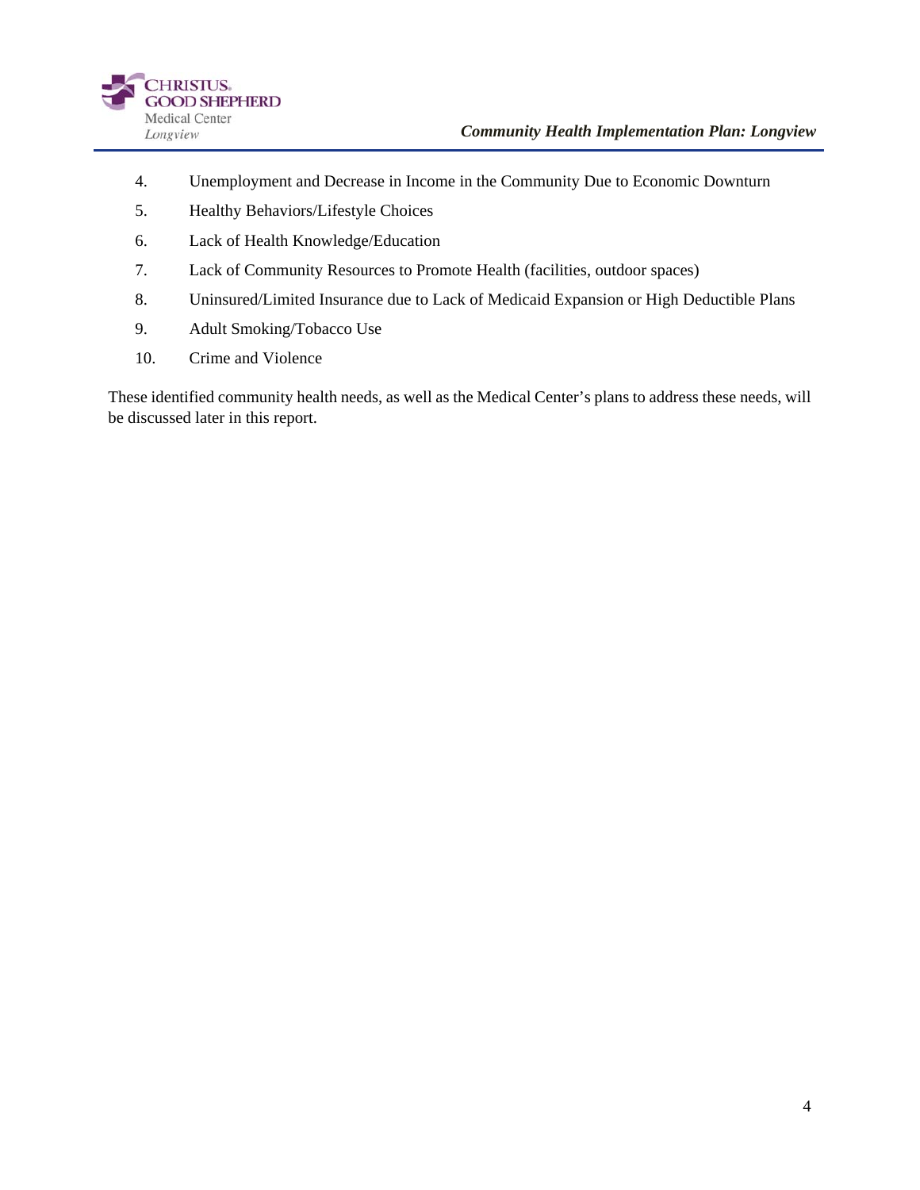4. Unemployment and Decrease in Income in the Community Due to Economic Downturn
5. Healthy Behaviors/Lifestyle Choices
6. Lack of Health Knowledge/Education
7. Lack of Community Resources to Promote Health (facilities, outdoor spaces)
8. Uninsured/Limited Insurance due to Lack of Medicaid Expansion or High Deductible Plans
9. Adult Smoking/Tobacco Use
10. Crime and Violence

These identified community health needs, as well as the Medical Center's plans to address these needs, will be discussed later in this report.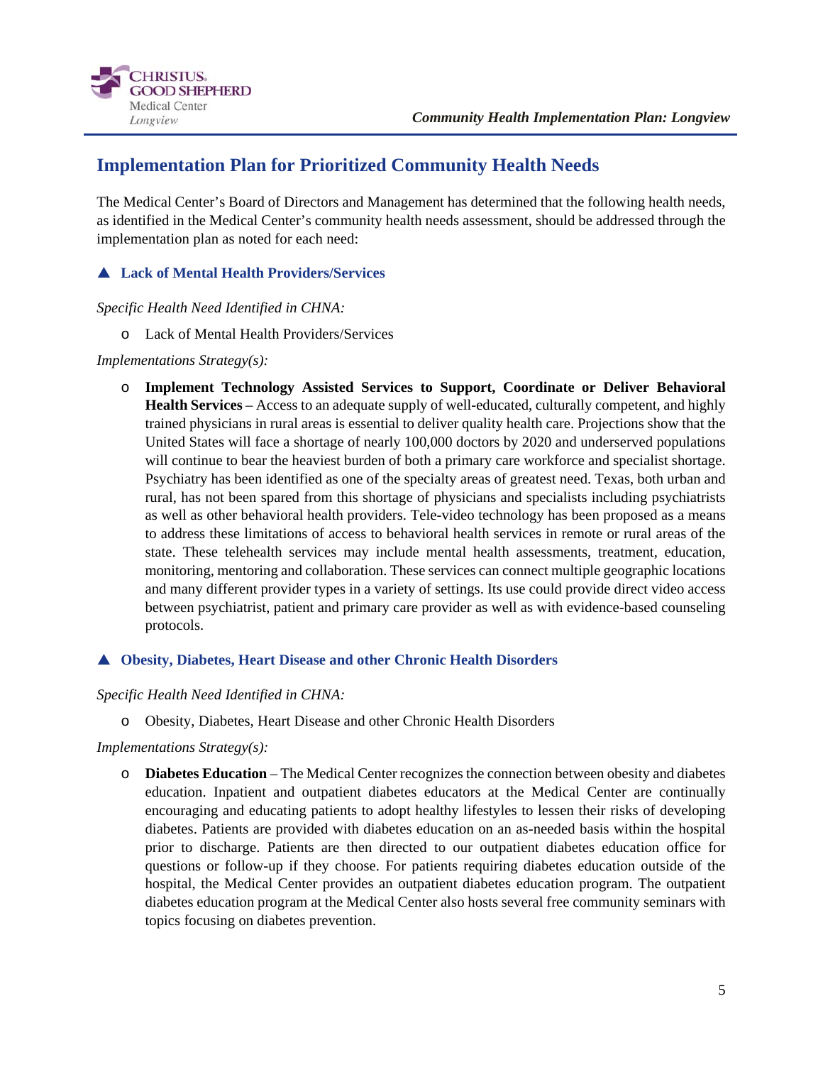## Implementation Plan for Prioritized Community Health Needs

The Medical Center's Board of Directors and Management has determined that the following health needs, as identified in the Medical Center's community health needs assessment, should be addressed through the implementation plan as noted for each need:

### ▲ Lack of Mental Health Providers/Services

*Specific Health Need Identified in CHNA:*

- Lack of Mental Health Providers/Services

*Implementations Strategy(s):*

- **Implement Technology Assisted Services to Support, Coordinate or Deliver Behavioral Health Services** – Access to an adequate supply of well-educated, culturally competent, and highly trained physicians in rural areas is essential to deliver quality health care. Projections show that the United States will face a shortage of nearly 100,000 doctors by 2020 and underserved populations will continue to bear the heaviest burden of both a primary care workforce and specialist shortage. Psychiatry has been identified as one of the specialty areas of greatest need. Texas, both urban and rural, has not been spared from this shortage of physicians and specialists including psychiatrists as well as other behavioral health providers. Tele-video technology has been proposed as a means to address these limitations of access to behavioral health services in remote or rural areas of the state. These telehealth services may include mental health assessments, treatment, education, monitoring, mentoring and collaboration. These services can connect multiple geographic locations and many different provider types in a variety of settings. Its use could provide direct video access between psychiatrist, patient and primary care provider as well as with evidence-based counseling protocols.

### ▲ Obesity, Diabetes, Heart Disease and other Chronic Health Disorders

*Specific Health Need Identified in CHNA:*

- Obesity, Diabetes, Heart Disease and other Chronic Health Disorders

*Implementations Strategy(s):*

- **Diabetes Education** – The Medical Center recognizes the connection between obesity and diabetes education. Inpatient and outpatient diabetes educators at the Medical Center are continually encouraging and educating patients to adopt healthy lifestyles to lessen their risks of developing diabetes. Patients are provided with diabetes education on an as-needed basis within the hospital prior to discharge. Patients are then directed to our outpatient diabetes education office for questions or follow-up if they choose. For patients requiring diabetes education outside of the hospital, the Medical Center provides an outpatient diabetes education program. The outpatient diabetes education program at the Medical Center also hosts several free community seminars with topics focusing on diabetes prevention.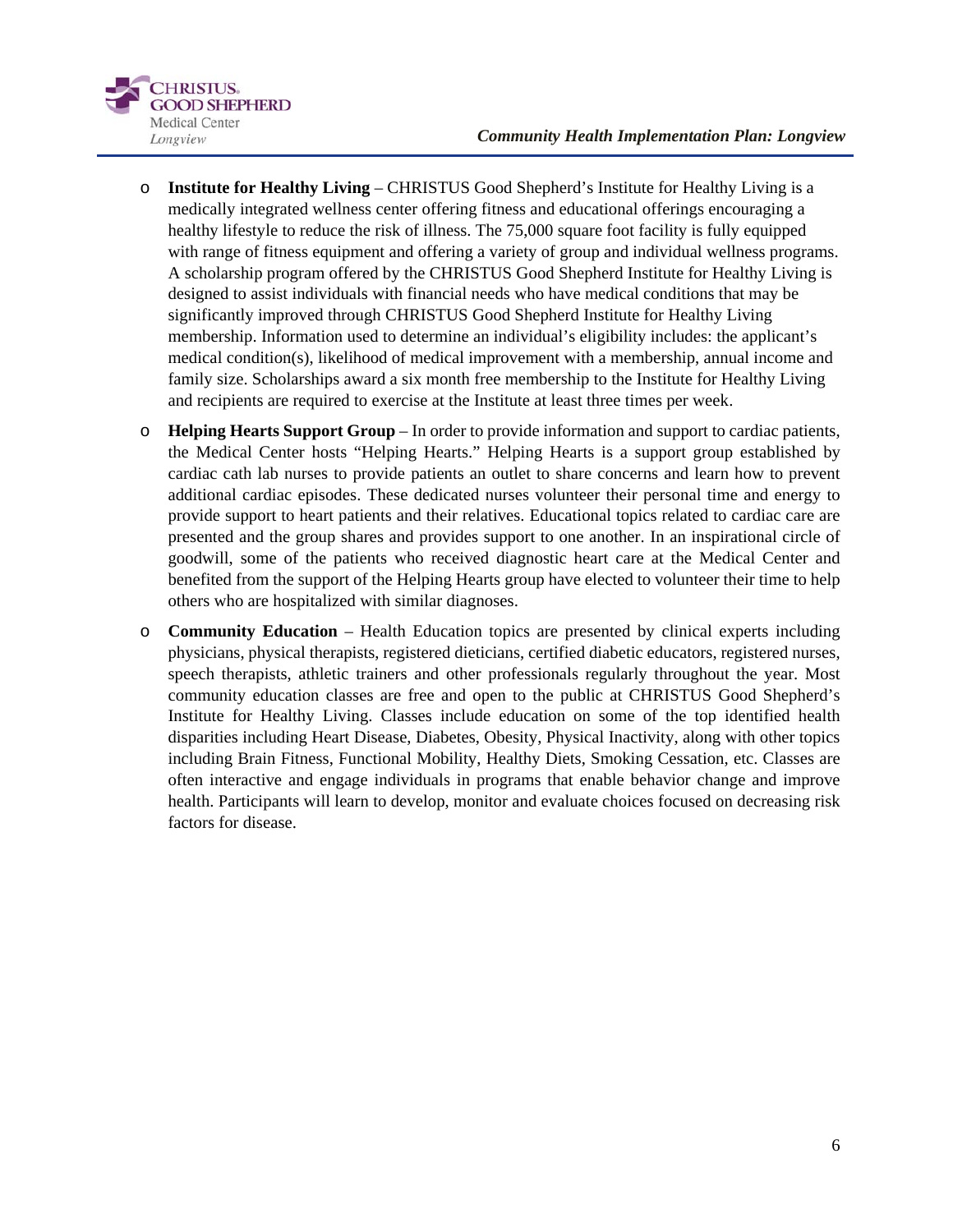- **Institute for Healthy Living** – CHRISTUS Good Shepherd's Institute for Healthy Living is a medically integrated wellness center offering fitness and educational offerings encouraging a healthy lifestyle to reduce the risk of illness. The 75,000 square foot facility is fully equipped with range of fitness equipment and offering a variety of group and individual wellness programs. A scholarship program offered by the CHRISTUS Good Shepherd Institute for Healthy Living is designed to assist individuals with financial needs who have medical conditions that may be significantly improved through CHRISTUS Good Shepherd Institute for Healthy Living membership. Information used to determine an individual's eligibility includes: the applicant's medical condition(s), likelihood of medical improvement with a membership, annual income and family size. Scholarships award a six month free membership to the Institute for Healthy Living and recipients are required to exercise at the Institute at least three times per week.
- **Helping Hearts Support Group** – In order to provide information and support to cardiac patients, the Medical Center hosts "Helping Hearts." Helping Hearts is a support group established by cardiac cath lab nurses to provide patients an outlet to share concerns and learn how to prevent additional cardiac episodes. These dedicated nurses volunteer their personal time and energy to provide support to heart patients and their relatives. Educational topics related to cardiac care are presented and the group shares and provides support to one another. In an inspirational circle of goodwill, some of the patients who received diagnostic heart care at the Medical Center and benefited from the support of the Helping Hearts group have elected to volunteer their time to help others who are hospitalized with similar diagnoses.
- **Community Education** – Health Education topics are presented by clinical experts including physicians, physical therapists, registered dieticians, certified diabetic educators, registered nurses, speech therapists, athletic trainers and other professionals regularly throughout the year. Most community education classes are free and open to the public at CHRISTUS Good Shepherd's Institute for Healthy Living. Classes include education on some of the top identified health disparities including Heart Disease, Diabetes, Obesity, Physical Inactivity, along with other topics including Brain Fitness, Functional Mobility, Healthy Diets, Smoking Cessation, etc. Classes are often interactive and engage individuals in programs that enable behavior change and improve health. Participants will learn to develop, monitor and evaluate choices focused on decreasing risk factors for disease.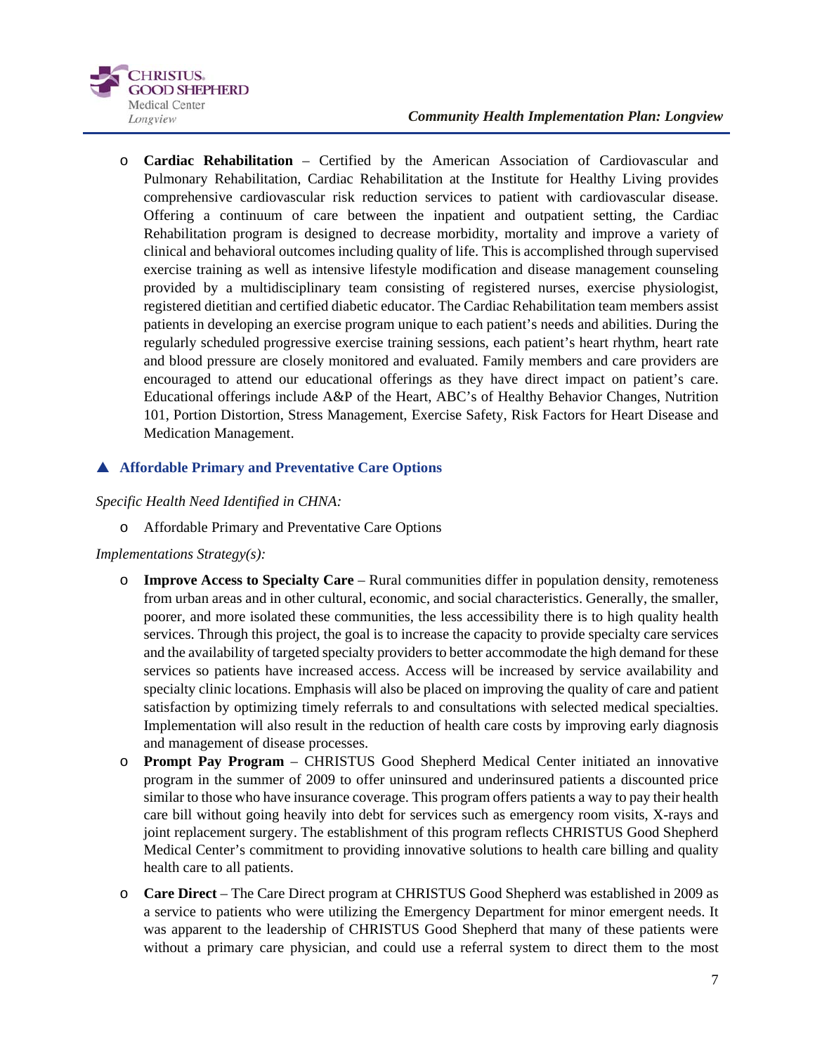- **Cardiac Rehabilitation** – Certified by the American Association of Cardiovascular and Pulmonary Rehabilitation, Cardiac Rehabilitation at the Institute for Healthy Living provides comprehensive cardiovascular risk reduction services to patient with cardiovascular disease. Offering a continuum of care between the inpatient and outpatient setting, the Cardiac Rehabilitation program is designed to decrease morbidity, mortality and improve a variety of clinical and behavioral outcomes including quality of life. This is accomplished through supervised exercise training as well as intensive lifestyle modification and disease management counseling provided by a multidisciplinary team consisting of registered nurses, exercise physiologist, registered dietitian and certified diabetic educator. The Cardiac Rehabilitation team members assist patients in developing an exercise program unique to each patient's needs and abilities. During the regularly scheduled progressive exercise training sessions, each patient's heart rhythm, heart rate and blood pressure are closely monitored and evaluated. Family members and care providers are encouraged to attend our educational offerings as they have direct impact on patient's care. Educational offerings include A&P of the Heart, ABC's of Healthy Behavior Changes, Nutrition 101, Portion Distortion, Stress Management, Exercise Safety, Risk Factors for Heart Disease and Medication Management.

### ▲ Affordable Primary and Preventative Care Options

*Specific Health Need Identified in CHNA:*

- Affordable Primary and Preventative Care Options

*Implementations Strategy(s):*

- **Improve Access to Specialty Care** – Rural communities differ in population density, remoteness from urban areas and in other cultural, economic, and social characteristics. Generally, the smaller, poorer, and more isolated these communities, the less accessibility there is to high quality health services. Through this project, the goal is to increase the capacity to provide specialty care services and the availability of targeted specialty providers to better accommodate the high demand for these services so patients have increased access. Access will be increased by service availability and specialty clinic locations. Emphasis will also be placed on improving the quality of care and patient satisfaction by optimizing timely referrals to and consultations with selected medical specialties. Implementation will also result in the reduction of health care costs by improving early diagnosis and management of disease processes.
- **Prompt Pay Program** – CHRISTUS Good Shepherd Medical Center initiated an innovative program in the summer of 2009 to offer uninsured and underinsured patients a discounted price similar to those who have insurance coverage. This program offers patients a way to pay their health care bill without going heavily into debt for services such as emergency room visits, X-rays and joint replacement surgery. The establishment of this program reflects CHRISTUS Good Shepherd Medical Center's commitment to providing innovative solutions to health care billing and quality health care to all patients.
- **Care Direct** – The Care Direct program at CHRISTUS Good Shepherd was established in 2009 as a service to patients who were utilizing the Emergency Department for minor emergent needs. It was apparent to the leadership of CHRISTUS Good Shepherd that many of these patients were without a primary care physician, and could use a referral system to direct them to the most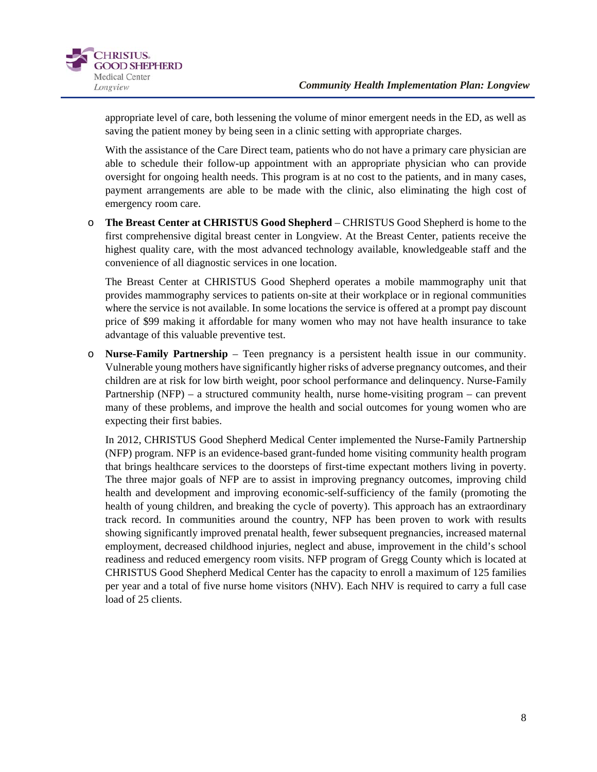appropriate level of care, both lessening the volume of minor emergent needs in the ED, as well as saving the patient money by being seen in a clinic setting with appropriate charges.

With the assistance of the Care Direct team, patients who do not have a primary care physician are able to schedule their follow-up appointment with an appropriate physician who can provide oversight for ongoing health needs. This program is at no cost to the patients, and in many cases, payment arrangements are able to be made with the clinic, also eliminating the high cost of emergency room care.

- **The Breast Center at CHRISTUS Good Shepherd** – CHRISTUS Good Shepherd is home to the first comprehensive digital breast center in Longview. At the Breast Center, patients receive the highest quality care, with the most advanced technology available, knowledgeable staff and the convenience of all diagnostic services in one location.

  The Breast Center at CHRISTUS Good Shepherd operates a mobile mammography unit that provides mammography services to patients on-site at their workplace or in regional communities where the service is not available. In some locations the service is offered at a prompt pay discount price of $99 making it affordable for many women who may not have health insurance to take advantage of this valuable preventive test.

- **Nurse-Family Partnership** – Teen pregnancy is a persistent health issue in our community. Vulnerable young mothers have significantly higher risks of adverse pregnancy outcomes, and their children are at risk for low birth weight, poor school performance and delinquency. Nurse-Family Partnership (NFP) – a structured community health, nurse home-visiting program – can prevent many of these problems, and improve the health and social outcomes for young women who are expecting their first babies.

  In 2012, CHRISTUS Good Shepherd Medical Center implemented the Nurse-Family Partnership (NFP) program. NFP is an evidence-based grant-funded home visiting community health program that brings healthcare services to the doorsteps of first-time expectant mothers living in poverty. The three major goals of NFP are to assist in improving pregnancy outcomes, improving child health and development and improving economic-self-sufficiency of the family (promoting the health of young children, and breaking the cycle of poverty). This approach has an extraordinary track record. In communities around the country, NFP has been proven to work with results showing significantly improved prenatal health, fewer subsequent pregnancies, increased maternal employment, decreased childhood injuries, neglect and abuse, improvement in the child's school readiness and reduced emergency room visits. NFP program of Gregg County which is located at CHRISTUS Good Shepherd Medical Center has the capacity to enroll a maximum of 125 families per year and a total of five nurse home visitors (NHV). Each NHV is required to carry a full case load of 25 clients.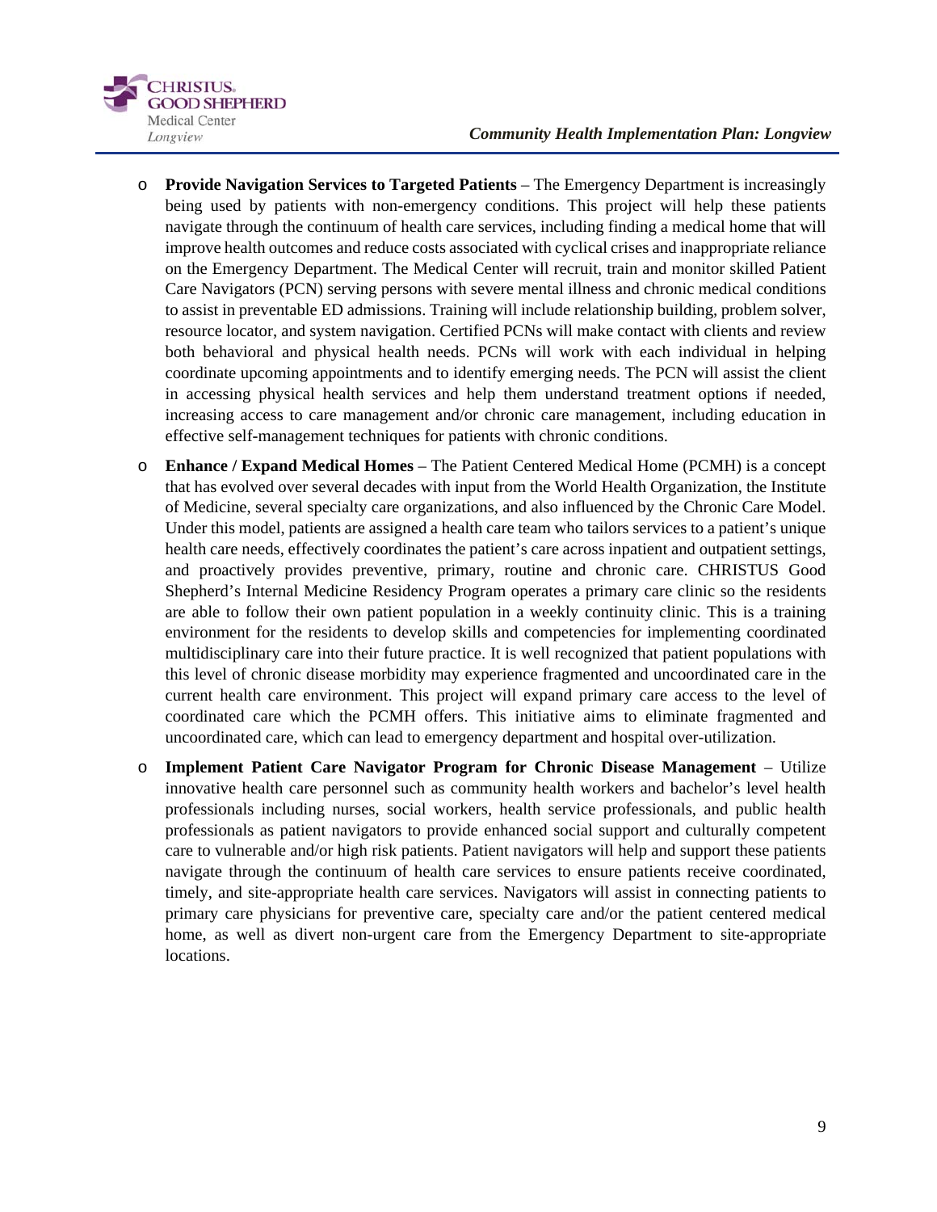- **Provide Navigation Services to Targeted Patients** – The Emergency Department is increasingly being used by patients with non-emergency conditions. This project will help these patients navigate through the continuum of health care services, including finding a medical home that will improve health outcomes and reduce costs associated with cyclical crises and inappropriate reliance on the Emergency Department. The Medical Center will recruit, train and monitor skilled Patient Care Navigators (PCN) serving persons with severe mental illness and chronic medical conditions to assist in preventable ED admissions. Training will include relationship building, problem solver, resource locator, and system navigation. Certified PCNs will make contact with clients and review both behavioral and physical health needs. PCNs will work with each individual in helping coordinate upcoming appointments and to identify emerging needs. The PCN will assist the client in accessing physical health services and help them understand treatment options if needed, increasing access to care management and/or chronic care management, including education in effective self-management techniques for patients with chronic conditions.

- **Enhance / Expand Medical Homes** – The Patient Centered Medical Home (PCMH) is a concept that has evolved over several decades with input from the World Health Organization, the Institute of Medicine, several specialty care organizations, and also influenced by the Chronic Care Model. Under this model, patients are assigned a health care team who tailors services to a patient's unique health care needs, effectively coordinates the patient's care across inpatient and outpatient settings, and proactively provides preventive, primary, routine and chronic care. CHRISTUS Good Shepherd's Internal Medicine Residency Program operates a primary care clinic so the residents are able to follow their own patient population in a weekly continuity clinic. This is a training environment for the residents to develop skills and competencies for implementing coordinated multidisciplinary care into their future practice. It is well recognized that patient populations with this level of chronic disease morbidity may experience fragmented and uncoordinated care in the current health care environment. This project will expand primary care access to the level of coordinated care which the PCMH offers. This initiative aims to eliminate fragmented and uncoordinated care, which can lead to emergency department and hospital over-utilization.

- **Implement Patient Care Navigator Program for Chronic Disease Management** – Utilize innovative health care personnel such as community health workers and bachelor's level health professionals including nurses, social workers, health service professionals, and public health professionals as patient navigators to provide enhanced social support and culturally competent care to vulnerable and/or high risk patients. Patient navigators will help and support these patients navigate through the continuum of health care services to ensure patients receive coordinated, timely, and site-appropriate health care services. Navigators will assist in connecting patients to primary care physicians for preventive care, specialty care and/or the patient centered medical home, as well as divert non-urgent care from the Emergency Department to site-appropriate locations.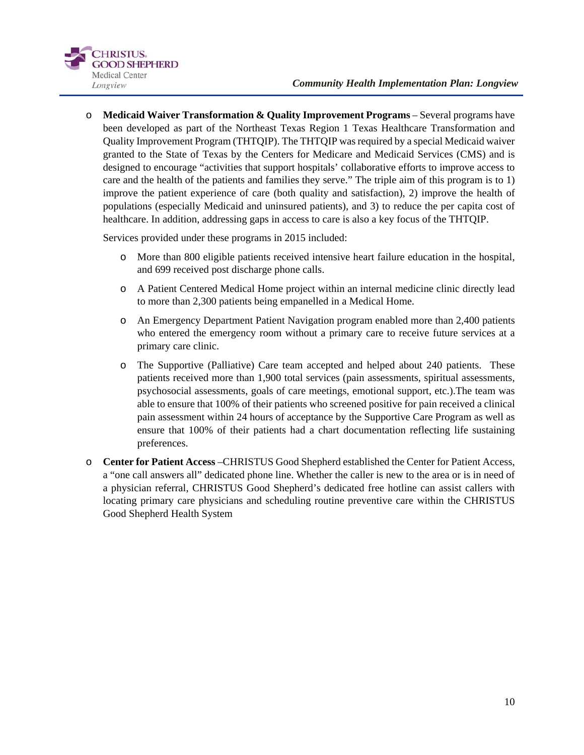- **Medicaid Waiver Transformation & Quality Improvement Programs** – Several programs have been developed as part of the Northeast Texas Region 1 Texas Healthcare Transformation and Quality Improvement Program (THTQIP). The THTQIP was required by a special Medicaid waiver granted to the State of Texas by the Centers for Medicare and Medicaid Services (CMS) and is designed to encourage "activities that support hospitals' collaborative efforts to improve access to care and the health of the patients and families they serve." The triple aim of this program is to 1) improve the patient experience of care (both quality and satisfaction), 2) improve the health of populations (especially Medicaid and uninsured patients), and 3) to reduce the per capita cost of healthcare. In addition, addressing gaps in access to care is also a key focus of the THTQIP.

  Services provided under these programs in 2015 included:

  - More than 800 eligible patients received intensive heart failure education in the hospital, and 699 received post discharge phone calls.
  - A Patient Centered Medical Home project within an internal medicine clinic directly lead to more than 2,300 patients being empanelled in a Medical Home.
  - An Emergency Department Patient Navigation program enabled more than 2,400 patients who entered the emergency room without a primary care to receive future services at a primary care clinic.
  - The Supportive (Palliative) Care team accepted and helped about 240 patients. These patients received more than 1,900 total services (pain assessments, spiritual assessments, psychosocial assessments, goals of care meetings, emotional support, etc.).The team was able to ensure that 100% of their patients who screened positive for pain received a clinical pain assessment within 24 hours of acceptance by the Supportive Care Program as well as ensure that 100% of their patients had a chart documentation reflecting life sustaining preferences.

- **Center for Patient Access** –CHRISTUS Good Shepherd established the Center for Patient Access, a "one call answers all" dedicated phone line. Whether the caller is new to the area or is in need of a physician referral, CHRISTUS Good Shepherd's dedicated free hotline can assist callers with locating primary care physicians and scheduling routine preventive care within the CHRISTUS Good Shepherd Health System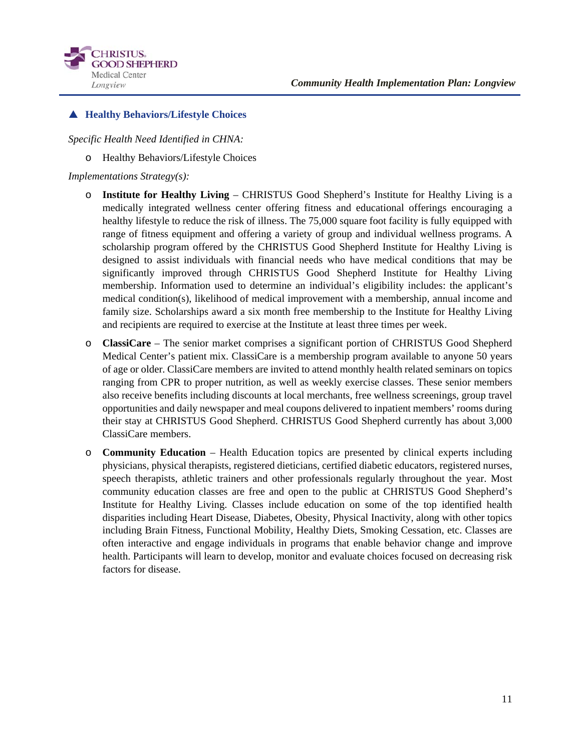### ▲ Healthy Behaviors/Lifestyle Choices

*Specific Health Need Identified in CHNA:*

- Healthy Behaviors/Lifestyle Choices

*Implementations Strategy(s):*

- **Institute for Healthy Living** – CHRISTUS Good Shepherd's Institute for Healthy Living is a medically integrated wellness center offering fitness and educational offerings encouraging a healthy lifestyle to reduce the risk of illness. The 75,000 square foot facility is fully equipped with range of fitness equipment and offering a variety of group and individual wellness programs. A scholarship program offered by the CHRISTUS Good Shepherd Institute for Healthy Living is designed to assist individuals with financial needs who have medical conditions that may be significantly improved through CHRISTUS Good Shepherd Institute for Healthy Living membership. Information used to determine an individual's eligibility includes: the applicant's medical condition(s), likelihood of medical improvement with a membership, annual income and family size. Scholarships award a six month free membership to the Institute for Healthy Living and recipients are required to exercise at the Institute at least three times per week.
- **ClassiCare** – The senior market comprises a significant portion of CHRISTUS Good Shepherd Medical Center's patient mix. ClassiCare is a membership program available to anyone 50 years of age or older. ClassiCare members are invited to attend monthly health related seminars on topics ranging from CPR to proper nutrition, as well as weekly exercise classes. These senior members also receive benefits including discounts at local merchants, free wellness screenings, group travel opportunities and daily newspaper and meal coupons delivered to inpatient members' rooms during their stay at CHRISTUS Good Shepherd. CHRISTUS Good Shepherd currently has about 3,000 ClassiCare members.
- **Community Education** – Health Education topics are presented by clinical experts including physicians, physical therapists, registered dieticians, certified diabetic educators, registered nurses, speech therapists, athletic trainers and other professionals regularly throughout the year. Most community education classes are free and open to the public at CHRISTUS Good Shepherd's Institute for Healthy Living. Classes include education on some of the top identified health disparities including Heart Disease, Diabetes, Obesity, Physical Inactivity, along with other topics including Brain Fitness, Functional Mobility, Healthy Diets, Smoking Cessation, etc. Classes are often interactive and engage individuals in programs that enable behavior change and improve health. Participants will learn to develop, monitor and evaluate choices focused on decreasing risk factors for disease.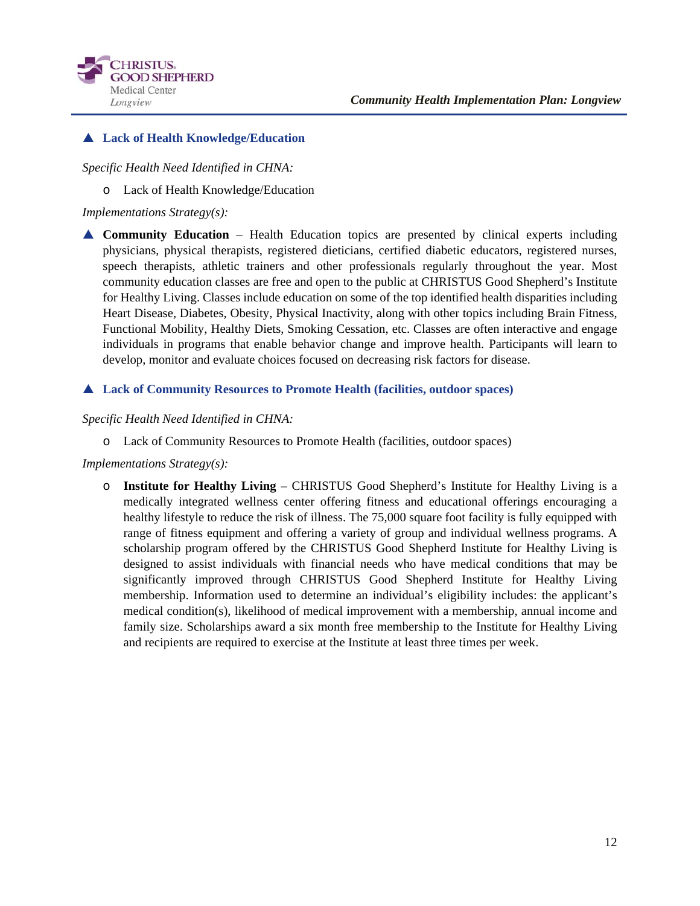### ▲ Lack of Health Knowledge/Education

*Specific Health Need Identified in CHNA:*

- Lack of Health Knowledge/Education

*Implementations Strategy(s):*

▲ **Community Education** – Health Education topics are presented by clinical experts including physicians, physical therapists, registered dieticians, certified diabetic educators, registered nurses, speech therapists, athletic trainers and other professionals regularly throughout the year. Most community education classes are free and open to the public at CHRISTUS Good Shepherd's Institute for Healthy Living. Classes include education on some of the top identified health disparities including Heart Disease, Diabetes, Obesity, Physical Inactivity, along with other topics including Brain Fitness, Functional Mobility, Healthy Diets, Smoking Cessation, etc. Classes are often interactive and engage individuals in programs that enable behavior change and improve health. Participants will learn to develop, monitor and evaluate choices focused on decreasing risk factors for disease.

### ▲ Lack of Community Resources to Promote Health (facilities, outdoor spaces)

*Specific Health Need Identified in CHNA:*

- Lack of Community Resources to Promote Health (facilities, outdoor spaces)

*Implementations Strategy(s):*

- **Institute for Healthy Living** – CHRISTUS Good Shepherd's Institute for Healthy Living is a medically integrated wellness center offering fitness and educational offerings encouraging a healthy lifestyle to reduce the risk of illness. The 75,000 square foot facility is fully equipped with range of fitness equipment and offering a variety of group and individual wellness programs. A scholarship program offered by the CHRISTUS Good Shepherd Institute for Healthy Living is designed to assist individuals with financial needs who have medical conditions that may be significantly improved through CHRISTUS Good Shepherd Institute for Healthy Living membership. Information used to determine an individual's eligibility includes: the applicant's medical condition(s), likelihood of medical improvement with a membership, annual income and family size. Scholarships award a six month free membership to the Institute for Healthy Living and recipients are required to exercise at the Institute at least three times per week.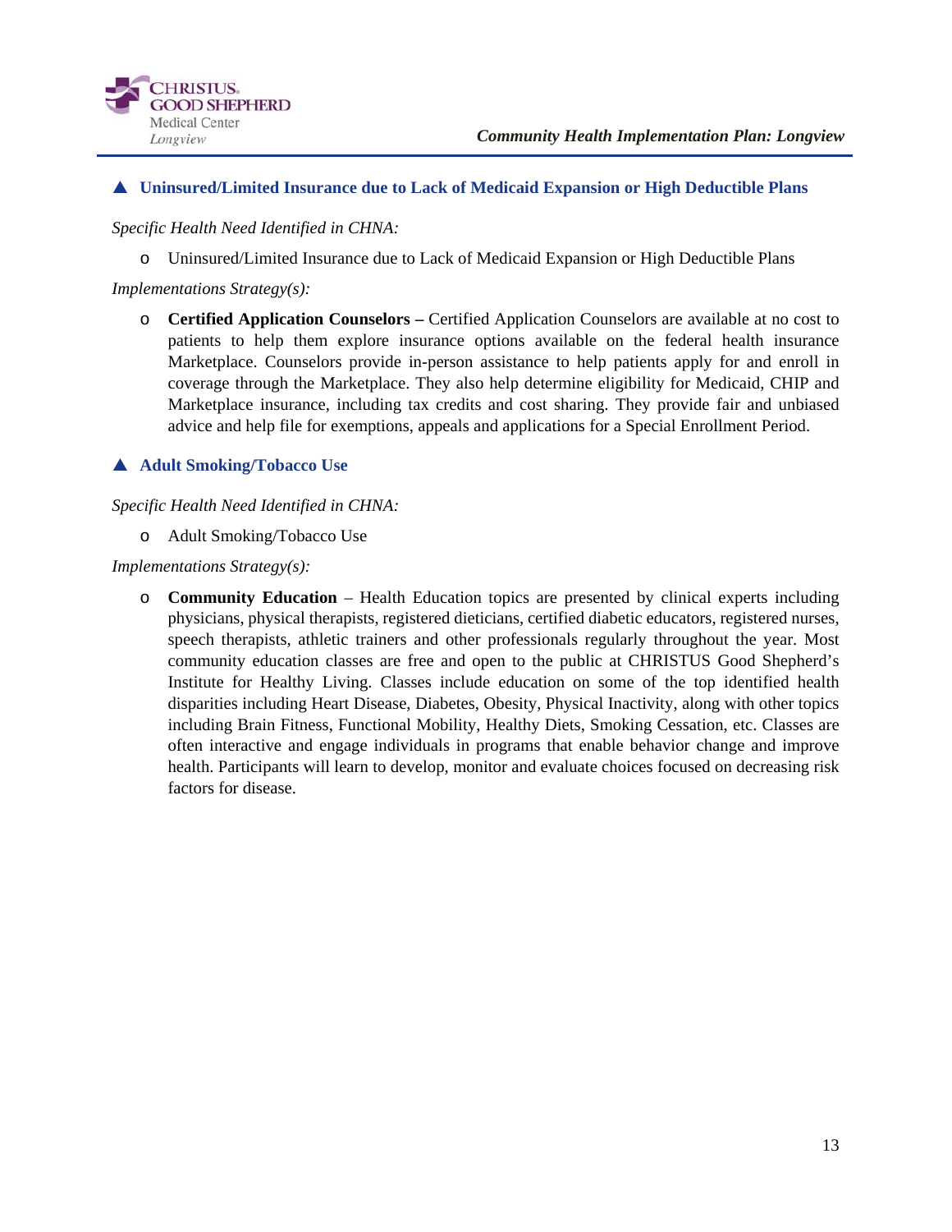### ▲ Uninsured/Limited Insurance due to Lack of Medicaid Expansion or High Deductible Plans

*Specific Health Need Identified in CHNA:*

- Uninsured/Limited Insurance due to Lack of Medicaid Expansion or High Deductible Plans

*Implementations Strategy(s):*

- **Certified Application Counselors –** Certified Application Counselors are available at no cost to patients to help them explore insurance options available on the federal health insurance Marketplace. Counselors provide in-person assistance to help patients apply for and enroll in coverage through the Marketplace. They also help determine eligibility for Medicaid, CHIP and Marketplace insurance, including tax credits and cost sharing. They provide fair and unbiased advice and help file for exemptions, appeals and applications for a Special Enrollment Period.

### ▲ Adult Smoking/Tobacco Use

*Specific Health Need Identified in CHNA:*

- Adult Smoking/Tobacco Use

*Implementations Strategy(s):*

- **Community Education** – Health Education topics are presented by clinical experts including physicians, physical therapists, registered dieticians, certified diabetic educators, registered nurses, speech therapists, athletic trainers and other professionals regularly throughout the year. Most community education classes are free and open to the public at CHRISTUS Good Shepherd's Institute for Healthy Living. Classes include education on some of the top identified health disparities including Heart Disease, Diabetes, Obesity, Physical Inactivity, along with other topics including Brain Fitness, Functional Mobility, Healthy Diets, Smoking Cessation, etc. Classes are often interactive and engage individuals in programs that enable behavior change and improve health. Participants will learn to develop, monitor and evaluate choices focused on decreasing risk factors for disease.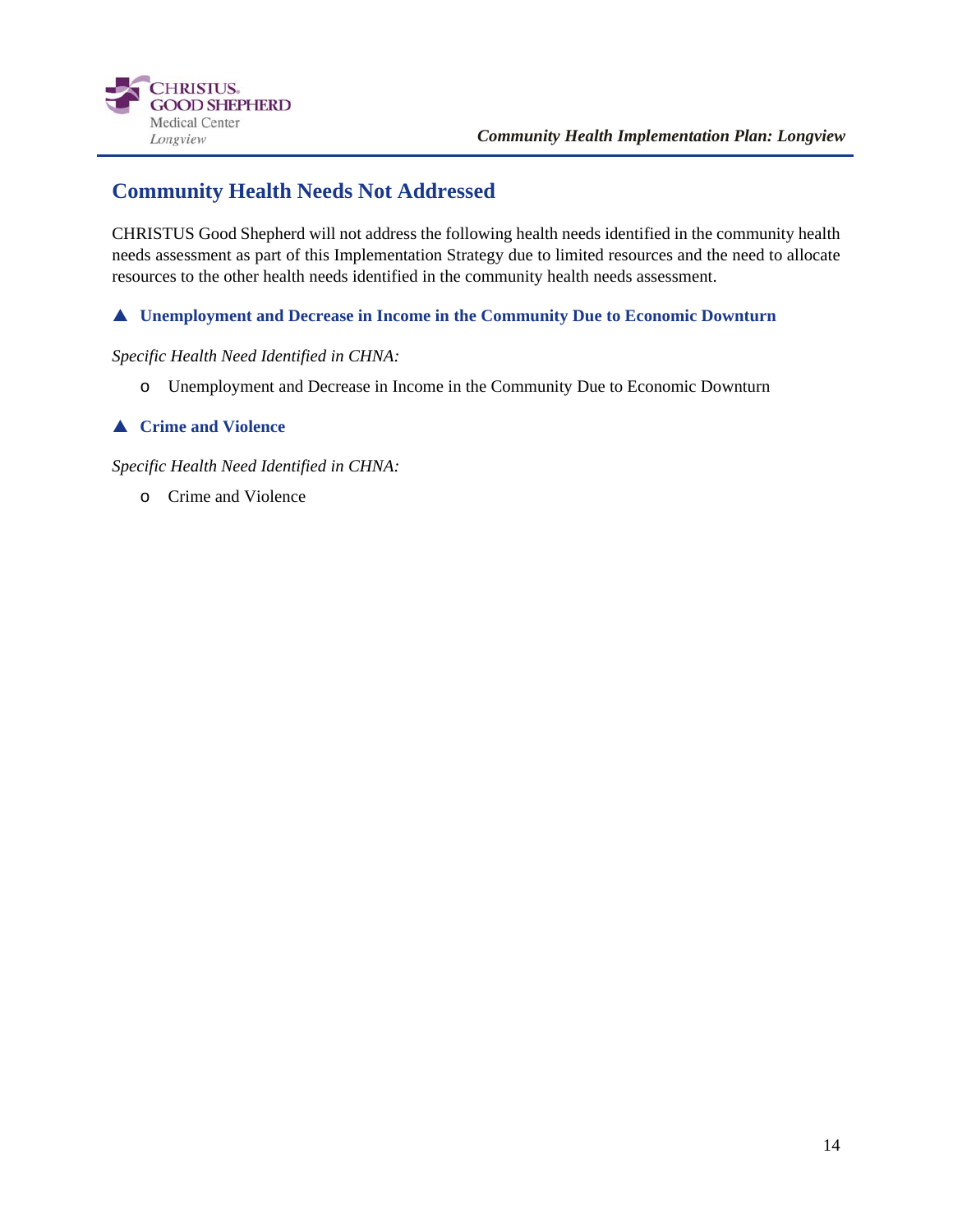## Community Health Needs Not Addressed

CHRISTUS Good Shepherd will not address the following health needs identified in the community health needs assessment as part of this Implementation Strategy due to limited resources and the need to allocate resources to the other health needs identified in the community health needs assessment.

### ▲ Unemployment and Decrease in Income in the Community Due to Economic Downturn

*Specific Health Need Identified in CHNA:*

- Unemployment and Decrease in Income in the Community Due to Economic Downturn

### ▲ Crime and Violence

*Specific Health Need Identified in CHNA:*

- Crime and Violence